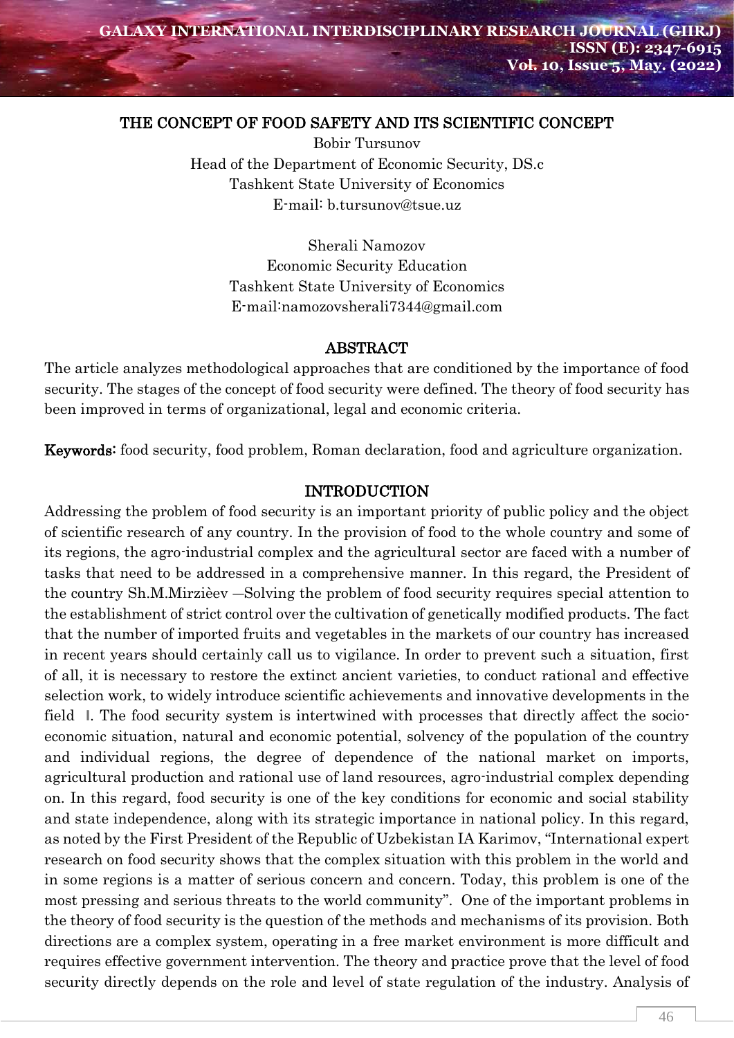# THE CONCEPT OF FOOD SAFETY AND ITS SCIENTIFIC CONCEPT

Bobir Tursunov
Head of the Department of Economic Security, DS.c
Tashkent State University of Economics
E-mail: b.tursunov@tsue.uz

Sherali Namozov
Economic Security Education
Tashkent State University of Economics
E-mail:namozovsherali7344@gmail.com

## ABSTRACT

The article analyzes methodological approaches that are conditioned by the importance of food security. The stages of the concept of food security were defined. The theory of food security has been improved in terms of organizational, legal and economic criteria.

**Keywords:** food security, food problem, Roman declaration, food and agriculture organization.

## INTRODUCTION

Addressing the problem of food security is an important priority of public policy and the object of scientific research of any country. In the provision of food to the whole country and some of its regions, the agro-industrial complex and the agricultural sector are faced with a number of tasks that need to be addressed in a comprehensive manner. In this regard, the President of the country Sh.M.Mirzièev ―Solving the problem of food security requires special attention to the establishment of strict control over the cultivation of genetically modified products. The fact that the number of imported fruits and vegetables in the markets of our country has increased in recent years should certainly call us to vigilance. In order to prevent such a situation, first of all, it is necessary to restore the extinct ancient varieties, to conduct rational and effective selection work, to widely introduce scientific achievements and innovative developments in the field ‖. The food security system is intertwined with processes that directly affect the socio-economic situation, natural and economic potential, solvency of the population of the country and individual regions, the degree of dependence of the national market on imports, agricultural production and rational use of land resources, agro-industrial complex depending on. In this regard, food security is one of the key conditions for economic and social stability and state independence, along with its strategic importance in national policy. In this regard, as noted by the First President of the Republic of Uzbekistan IA Karimov, "International expert research on food security shows that the complex situation with this problem in the world and in some regions is a matter of serious concern and concern. Today, this problem is one of the most pressing and serious threats to the world community". One of the important problems in the theory of food security is the question of the methods and mechanisms of its provision. Both directions are a complex system, operating in a free market environment is more difficult and requires effective government intervention. The theory and practice prove that the level of food security directly depends on the role and level of state regulation of the industry. Analysis of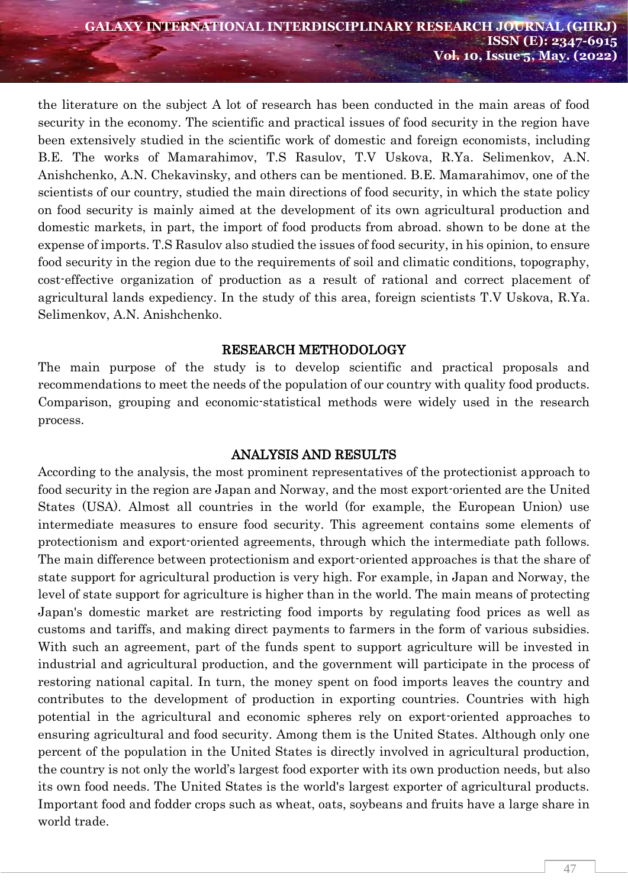the literature on the subject A lot of research has been conducted in the main areas of food security in the economy. The scientific and practical issues of food security in the region have been extensively studied in the scientific work of domestic and foreign economists, including B.E. The works of Mamarahimov, T.S Rasulov, T.V Uskova, R.Ya. Selimenkov, A.N. Anishchenko, A.N. Chekavinsky, and others can be mentioned. B.E. Mamarahimov, one of the scientists of our country, studied the main directions of food security, in which the state policy on food security is mainly aimed at the development of its own agricultural production and domestic markets, in part, the import of food products from abroad. shown to be done at the expense of imports. T.S Rasulov also studied the issues of food security, in his opinion, to ensure food security in the region due to the requirements of soil and climatic conditions, topography, cost-effective organization of production as a result of rational and correct placement of agricultural lands expediency. In the study of this area, foreign scientists T.V Uskova, R.Ya. Selimenkov, A.N. Anishchenko.

## RESEARCH METHODOLOGY

The main purpose of the study is to develop scientific and practical proposals and recommendations to meet the needs of the population of our country with quality food products. Comparison, grouping and economic-statistical methods were widely used in the research process.

## ANALYSIS AND RESULTS

According to the analysis, the most prominent representatives of the protectionist approach to food security in the region are Japan and Norway, and the most export-oriented are the United States (USA). Almost all countries in the world (for example, the European Union) use intermediate measures to ensure food security. This agreement contains some elements of protectionism and export-oriented agreements, through which the intermediate path follows. The main difference between protectionism and export-oriented approaches is that the share of state support for agricultural production is very high. For example, in Japan and Norway, the level of state support for agriculture is higher than in the world. The main means of protecting Japan's domestic market are restricting food imports by regulating food prices as well as customs and tariffs, and making direct payments to farmers in the form of various subsidies. With such an agreement, part of the funds spent to support agriculture will be invested in industrial and agricultural production, and the government will participate in the process of restoring national capital. In turn, the money spent on food imports leaves the country and contributes to the development of production in exporting countries. Countries with high potential in the agricultural and economic spheres rely on export-oriented approaches to ensuring agricultural and food security. Among them is the United States. Although only one percent of the population in the United States is directly involved in agricultural production, the country is not only the world's largest food exporter with its own production needs, but also its own food needs. The United States is the world's largest exporter of agricultural products. Important food and fodder crops such as wheat, oats, soybeans and fruits have a large share in world trade.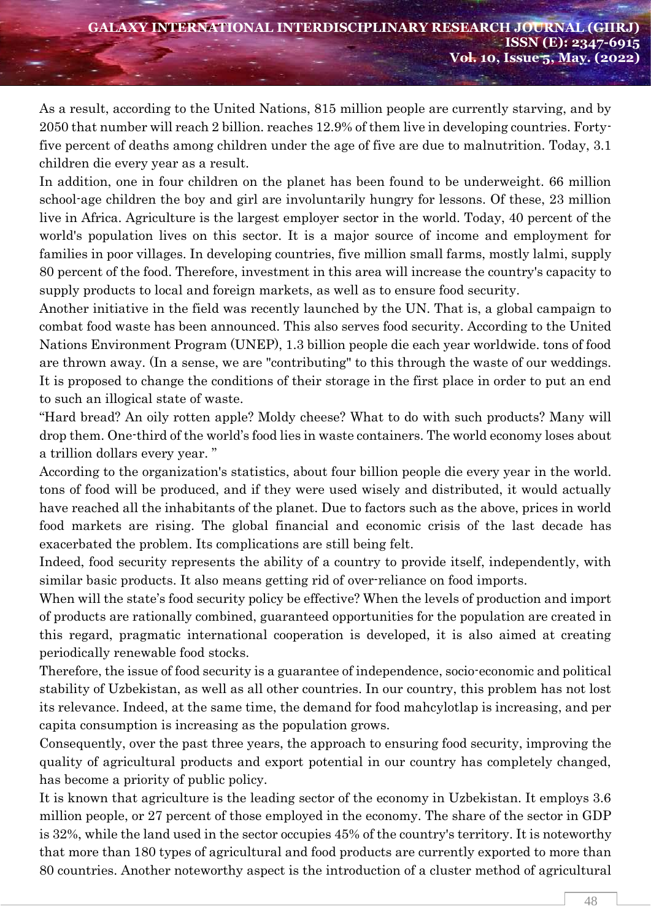As a result, according to the United Nations, 815 million people are currently starving, and by 2050 that number will reach 2 billion. reaches 12.9% of them live in developing countries. Forty-five percent of deaths among children under the age of five are due to malnutrition. Today, 3.1 children die every year as a result.

In addition, one in four children on the planet has been found to be underweight. 66 million school-age children the boy and girl are involuntarily hungry for lessons. Of these, 23 million live in Africa. Agriculture is the largest employer sector in the world. Today, 40 percent of the world's population lives on this sector. It is a major source of income and employment for families in poor villages. In developing countries, five million small farms, mostly lalmi, supply 80 percent of the food. Therefore, investment in this area will increase the country's capacity to supply products to local and foreign markets, as well as to ensure food security.

Another initiative in the field was recently launched by the UN. That is, a global campaign to combat food waste has been announced. This also serves food security. According to the United Nations Environment Program (UNEP), 1.3 billion people die each year worldwide. tons of food are thrown away. (In a sense, we are "contributing" to this through the waste of our weddings. It is proposed to change the conditions of their storage in the first place in order to put an end to such an illogical state of waste.

"Hard bread? An oily rotten apple? Moldy cheese? What to do with such products? Many will drop them. One-third of the world's food lies in waste containers. The world economy loses about a trillion dollars every year. "

According to the organization's statistics, about four billion people die every year in the world. tons of food will be produced, and if they were used wisely and distributed, it would actually have reached all the inhabitants of the planet. Due to factors such as the above, prices in world food markets are rising. The global financial and economic crisis of the last decade has exacerbated the problem. Its complications are still being felt.

Indeed, food security represents the ability of a country to provide itself, independently, with similar basic products. It also means getting rid of over-reliance on food imports.

When will the state's food security policy be effective? When the levels of production and import of products are rationally combined, guaranteed opportunities for the population are created in this regard, pragmatic international cooperation is developed, it is also aimed at creating periodically renewable food stocks.

Therefore, the issue of food security is a guarantee of independence, socio-economic and political stability of Uzbekistan, as well as all other countries. In our country, this problem has not lost its relevance. Indeed, at the same time, the demand for food mahcylotlap is increasing, and per capita consumption is increasing as the population grows.

Consequently, over the past three years, the approach to ensuring food security, improving the quality of agricultural products and export potential in our country has completely changed, has become a priority of public policy.

It is known that agriculture is the leading sector of the economy in Uzbekistan. It employs 3.6 million people, or 27 percent of those employed in the economy. The share of the sector in GDP is 32%, while the land used in the sector occupies 45% of the country's territory. It is noteworthy that more than 180 types of agricultural and food products are currently exported to more than 80 countries. Another noteworthy aspect is the introduction of a cluster method of agricultural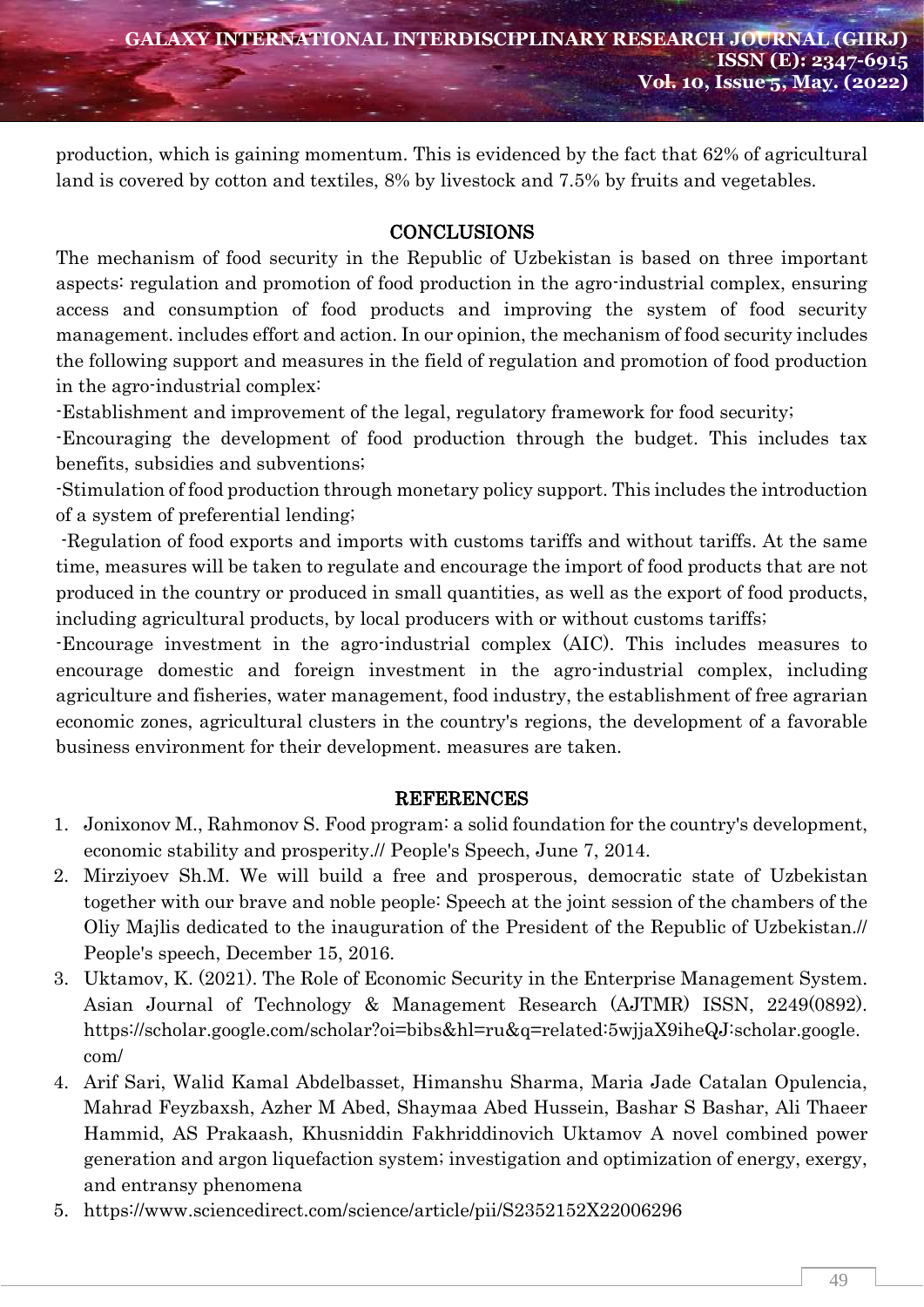production, which is gaining momentum. This is evidenced by the fact that 62% of agricultural land is covered by cotton and textiles, 8% by livestock and 7.5% by fruits and vegetables.

## CONCLUSIONS

The mechanism of food security in the Republic of Uzbekistan is based on three important aspects: regulation and promotion of food production in the agro-industrial complex, ensuring access and consumption of food products and improving the system of food security management. includes effort and action. In our opinion, the mechanism of food security includes the following support and measures in the field of regulation and promotion of food production in the agro-industrial complex:

-Establishment and improvement of the legal, regulatory framework for food security;

-Encouraging the development of food production through the budget. This includes tax benefits, subsidies and subventions;

-Stimulation of food production through monetary policy support. This includes the introduction of a system of preferential lending;

-Regulation of food exports and imports with customs tariffs and without tariffs. At the same time, measures will be taken to regulate and encourage the import of food products that are not produced in the country or produced in small quantities, as well as the export of food products, including agricultural products, by local producers with or without customs tariffs;

-Encourage investment in the agro-industrial complex (AIC). This includes measures to encourage domestic and foreign investment in the agro-industrial complex, including agriculture and fisheries, water management, food industry, the establishment of free agrarian economic zones, agricultural clusters in the country's regions, the development of a favorable business environment for their development. measures are taken.

## REFERENCES

1. Jonixonov M., Rahmonov S. Food program: a solid foundation for the country's development, economic stability and prosperity.// People's Speech, June 7, 2014.
2. Mirziyoev Sh.M. We will build a free and prosperous, democratic state of Uzbekistan together with our brave and noble people: Speech at the joint session of the chambers of the Oliy Majlis dedicated to the inauguration of the President of the Republic of Uzbekistan.// People's speech, December 15, 2016.
3. Uktamov, K. (2021). The Role of Economic Security in the Enterprise Management System. Asian Journal of Technology & Management Research (AJTMR) ISSN, 2249(0892). https://scholar.google.com/scholar?oi=bibs&hl=ru&q=related:5wjjaX9iheQJ:scholar.google.com/
4. Arif Sari, Walid Kamal Abdelbasset, Himanshu Sharma, Maria Jade Catalan Opulencia, Mahrad Feyzbaxsh, Azher M Abed, Shaymaa Abed Hussein, Bashar S Bashar, Ali Thaeer Hammid, AS Prakaash, Khusniddin Fakhriddinovich Uktamov A novel combined power generation and argon liquefaction system; investigation and optimization of energy, exergy, and entransy phenomena
5. https://www.sciencedirect.com/science/article/pii/S2352152X22006296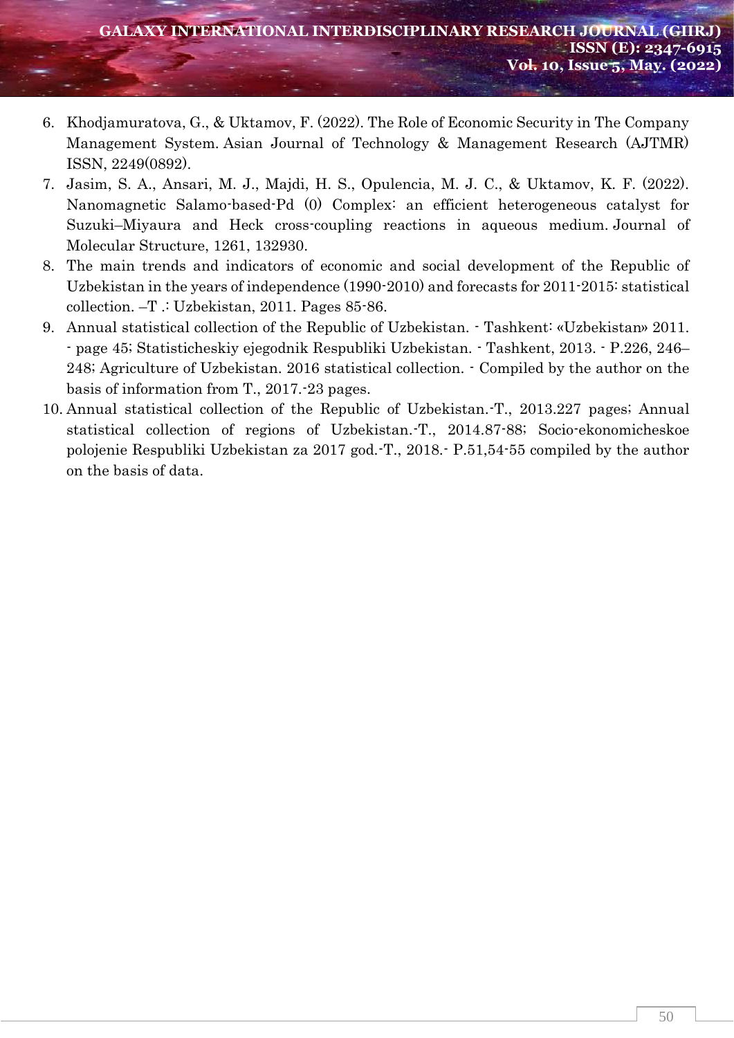6. Khodjamuratova, G., & Uktamov, F. (2022). The Role of Economic Security in The Company Management System. Asian Journal of Technology & Management Research (AJTMR) ISSN, 2249(0892).
7. Jasim, S. A., Ansari, M. J., Majdi, H. S., Opulencia, M. J. C., & Uktamov, K. F. (2022). Nanomagnetic Salamo-based-Pd (0) Complex: an efficient heterogeneous catalyst for Suzuki–Miyaura and Heck cross-coupling reactions in aqueous medium. Journal of Molecular Structure, 1261, 132930.
8. The main trends and indicators of economic and social development of the Republic of Uzbekistan in the years of independence (1990-2010) and forecasts for 2011-2015: statistical collection. –T .: Uzbekistan, 2011. Pages 85-86.
9. Annual statistical collection of the Republic of Uzbekistan. - Tashkent: «Uzbekistan» 2011. - page 45; Statisticheskiy ejegodnik Respubliki Uzbekistan. - Tashkent, 2013. - P.226, 246–248; Agriculture of Uzbekistan. 2016 statistical collection. - Compiled by the author on the basis of information from T., 2017.-23 pages.
10. Annual statistical collection of the Republic of Uzbekistan.-T., 2013.227 pages; Annual statistical collection of regions of Uzbekistan.-T., 2014.87-88; Socio-ekonomicheskoe polojenie Respubliki Uzbekistan za 2017 god.-T., 2018.- P.51,54-55 compiled by the author on the basis of data.